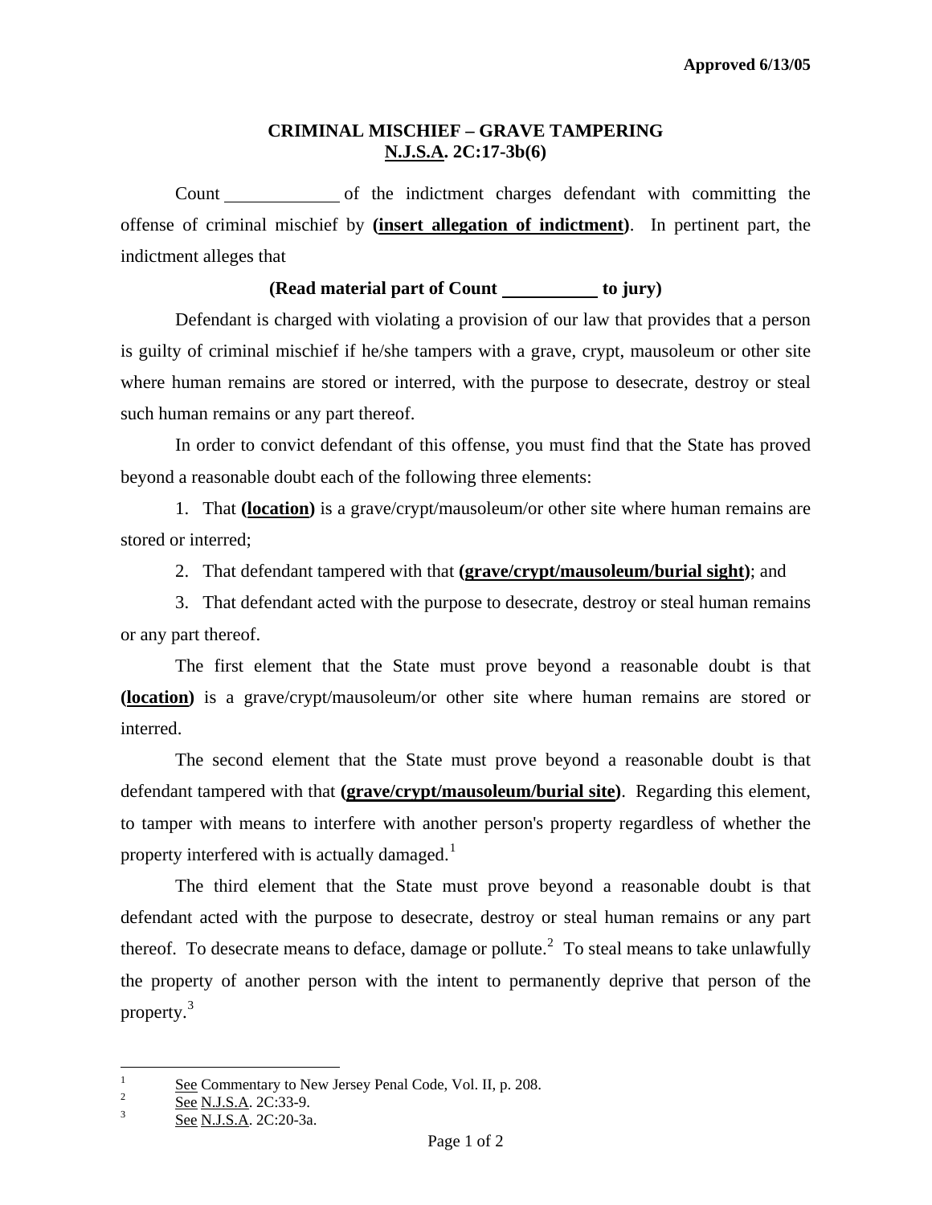Approved 6/13/05

# CRIMINAL MISCHIEF – GRAVE TAMPERING
## N.J.S.A. 2C:17-3b(6)

Count \_\_\_\_\_\_\_\_\_\_\_\_ of the indictment charges defendant with committing the offense of criminal mischief by **(insert allegation of indictment)**. In pertinent part, the indictment alleges that

**(Read material part of Count \_\_\_\_\_\_\_\_\_\_ to jury)**

Defendant is charged with violating a provision of our law that provides that a person is guilty of criminal mischief if he/she tampers with a grave, crypt, mausoleum or other site where human remains are stored or interred, with the purpose to desecrate, destroy or steal such human remains or any part thereof.

In order to convict defendant of this offense, you must find that the State has proved beyond a reasonable doubt each of the following three elements:

1. That **(location)** is a grave/crypt/mausoleum/or other site where human remains are stored or interred;

2. That defendant tampered with that **(grave/crypt/mausoleum/burial sight)**; and

3. That defendant acted with the purpose to desecrate, destroy or steal human remains or any part thereof.

The first element that the State must prove beyond a reasonable doubt is that **(location)** is a grave/crypt/mausoleum/or other site where human remains are stored or interred.

The second element that the State must prove beyond a reasonable doubt is that defendant tampered with that **(grave/crypt/mausoleum/burial site)**. Regarding this element, to tamper with means to interfere with another person's property regardless of whether the property interfered with is actually damaged.[1]

The third element that the State must prove beyond a reasonable doubt is that defendant acted with the purpose to desecrate, destroy or steal human remains or any part thereof. To desecrate means to deface, damage or pollute.[2] To steal means to take unlawfully the property of another person with the intent to permanently deprive that person of the property.[3]

---

[1] See Commentary to New Jersey Penal Code, Vol. II, p. 208.

[2] See N.J.S.A. 2C:33-9.

[3] See N.J.S.A. 2C:20-3a.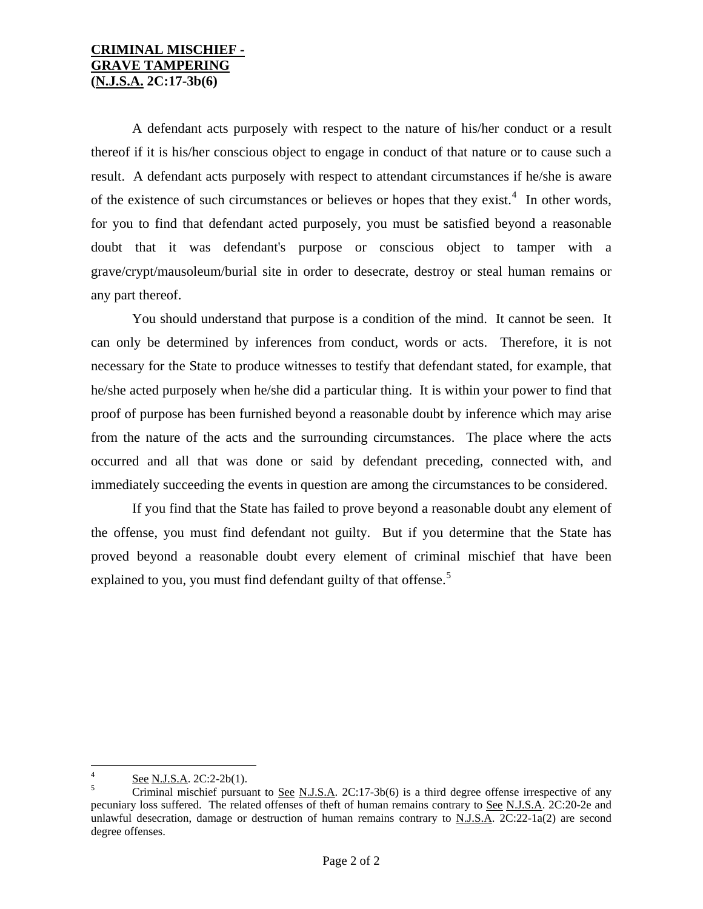**CRIMINAL MISCHIEF -**
**GRAVE TAMPERING**
**(N.J.S.A. 2C:17-3b(6)**

A defendant acts purposely with respect to the nature of his/her conduct or a result thereof if it is his/her conscious object to engage in conduct of that nature or to cause such a result. A defendant acts purposely with respect to attendant circumstances if he/she is aware of the existence of such circumstances or believes or hopes that they exist.[4] In other words, for you to find that defendant acted purposely, you must be satisfied beyond a reasonable doubt that it was defendant's purpose or conscious object to tamper with a grave/crypt/mausoleum/burial site in order to desecrate, destroy or steal human remains or any part thereof.

You should understand that purpose is a condition of the mind. It cannot be seen. It can only be determined by inferences from conduct, words or acts. Therefore, it is not necessary for the State to produce witnesses to testify that defendant stated, for example, that he/she acted purposely when he/she did a particular thing. It is within your power to find that proof of purpose has been furnished beyond a reasonable doubt by inference which may arise from the nature of the acts and the surrounding circumstances. The place where the acts occurred and all that was done or said by defendant preceding, connected with, and immediately succeeding the events in question are among the circumstances to be considered.

If you find that the State has failed to prove beyond a reasonable doubt any element of the offense, you must find defendant not guilty. But if you determine that the State has proved beyond a reasonable doubt every element of criminal mischief that have been explained to you, you must find defendant guilty of that offense.[5]

---

[4] See N.J.S.A. 2C:2-2b(1).

[5] Criminal mischief pursuant to See N.J.S.A. 2C:17-3b(6) is a third degree offense irrespective of any pecuniary loss suffered. The related offenses of theft of human remains contrary to See N.J.S.A. 2C:20-2e and unlawful desecration, damage or destruction of human remains contrary to N.J.S.A. 2C:22-1a(2) are second degree offenses.